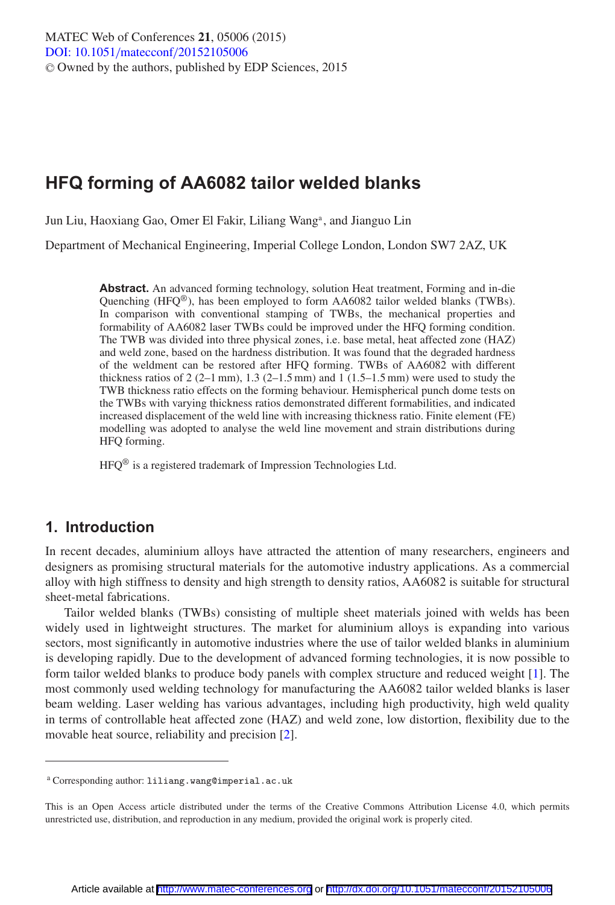# HFQ forming of AA6082 tailor welded blanks

Jun Liu, Haoxiang Gao, Omer El Fakir, Liliang Wang[a], and Jianguo Lin

Department of Mechanical Engineering, Imperial College London, London SW7 2AZ, UK

**Abstract.** An advanced forming technology, solution Heat treatment, Forming and in-die Quenching (HFQ®), has been employed to form AA6082 tailor welded blanks (TWBs). In comparison with conventional stamping of TWBs, the mechanical properties and formability of AA6082 laser TWBs could be improved under the HFQ forming condition. The TWB was divided into three physical zones, i.e. base metal, heat affected zone (HAZ) and weld zone, based on the hardness distribution. It was found that the degraded hardness of the weldment can be restored after HFQ forming. TWBs of AA6082 with different thickness ratios of 2 (2–1 mm), 1.3 (2–1.5 mm) and 1 (1.5–1.5 mm) were used to study the TWB thickness ratio effects on the forming behaviour. Hemispherical punch dome tests on the TWBs with varying thickness ratios demonstrated different formabilities, and indicated increased displacement of the weld line with increasing thickness ratio. Finite element (FE) modelling was adopted to analyse the weld line movement and strain distributions during HFQ forming.

HFQ® is a registered trademark of Impression Technologies Ltd.

## 1. Introduction

In recent decades, aluminium alloys have attracted the attention of many researchers, engineers and designers as promising structural materials for the automotive industry applications. As a commercial alloy with high stiffness to density and high strength to density ratios, AA6082 is suitable for structural sheet-metal fabrications.

Tailor welded blanks (TWBs) consisting of multiple sheet materials joined with welds has been widely used in lightweight structures. The market for aluminium alloys is expanding into various sectors, most significantly in automotive industries where the use of tailor welded blanks in aluminium is developing rapidly. Due to the development of advanced forming technologies, it is now possible to form tailor welded blanks to produce body panels with complex structure and reduced weight [1]. The most commonly used welding technology for manufacturing the AA6082 tailor welded blanks is laser beam welding. Laser welding has various advantages, including high productivity, high weld quality in terms of controllable heat affected zone (HAZ) and weld zone, low distortion, flexibility due to the movable heat source, reliability and precision [2].

[a] Corresponding author: liliang.wang@imperial.ac.uk

This is an Open Access article distributed under the terms of the Creative Commons Attribution License 4.0, which permits unrestricted use, distribution, and reproduction in any medium, provided the original work is properly cited.

Article available at http://www.matec-conferences.org or http://dx.doi.org/10.1051/matecconf/20152105006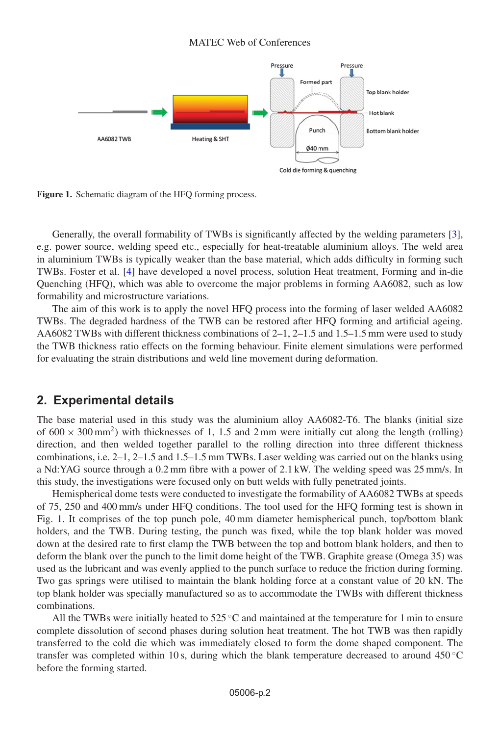Figure 1. Schematic diagram of the HFQ forming process.

Generally, the overall formability of TWBs is significantly affected by the welding parameters [3], e.g. power source, welding speed etc., especially for heat-treatable aluminium alloys. The weld area in aluminium TWBs is typically weaker than the base material, which adds difficulty in forming such TWBs. Foster et al. [4] have developed a novel process, solution Heat treatment, Forming and in-die Quenching (HFQ), which was able to overcome the major problems in forming AA6082, such as low formability and microstructure variations.

The aim of this work is to apply the novel HFQ process into the forming of laser welded AA6082 TWBs. The degraded hardness of the TWB can be restored after HFQ forming and artificial ageing. AA6082 TWBs with different thickness combinations of 2–1, 2–1.5 and 1.5–1.5 mm were used to study the TWB thickness ratio effects on the forming behaviour. Finite element simulations were performed for evaluating the strain distributions and weld line movement during deformation.

## 2. Experimental details

The base material used in this study was the aluminium alloy AA6082-T6. The blanks (initial size of $600 \times 300\,mm^2$) with thicknesses of 1, 1.5 and 2 mm were initially cut along the length (rolling) direction, and then welded together parallel to the rolling direction into three different thickness combinations, i.e. 2–1, 2–1.5 and 1.5–1.5 mm TWBs. Laser welding was carried out on the blanks using a Nd:YAG source through a 0.2 mm fibre with a power of 2.1 kW. The welding speed was 25 mm/s. In this study, the investigations were focused only on butt welds with fully penetrated joints.

Hemispherical dome tests were conducted to investigate the formability of AA6082 TWBs at speeds of 75, 250 and 400 mm/s under HFQ conditions. The tool used for the HFQ forming test is shown in Fig. 1. It comprises of the top punch pole, 40 mm diameter hemispherical punch, top/bottom blank holders, and the TWB. During testing, the punch was fixed, while the top blank holder was moved down at the desired rate to first clamp the TWB between the top and bottom blank holders, and then to deform the blank over the punch to the limit dome height of the TWB. Graphite grease (Omega 35) was used as the lubricant and was evenly applied to the punch surface to reduce the friction during forming. Two gas springs were utilised to maintain the blank holding force at a constant value of 20 kN. The top blank holder was specially manufactured so as to accommodate the TWBs with different thickness combinations.

All the TWBs were initially heated to 525 °C and maintained at the temperature for 1 min to ensure complete dissolution of second phases during solution heat treatment. The hot TWB was then rapidly transferred to the cold die which was immediately closed to form the dome shaped component. The transfer was completed within 10 s, during which the blank temperature decreased to around 450 °C before the forming started.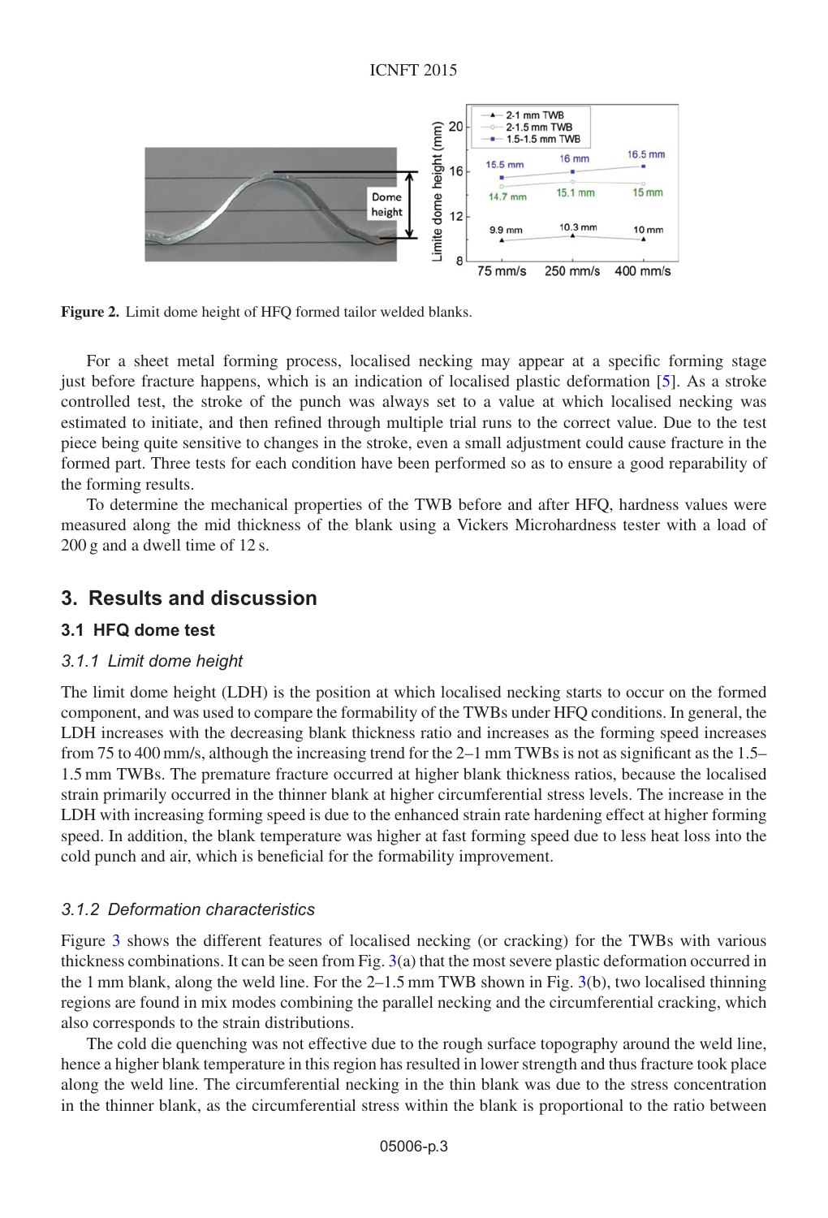Dome height

Limite dome height (mm)

20

16

12

8

2-1 mm TWB
2-1.5 mm TWB
1.5-1.5 mm TWB

15.5 mm
16 mm
16.5 mm

14.7 mm
15.1 mm
15 mm

9.9 mm
10.3 mm
10 mm

75 mm/s
250 mm/s
400 mm/s

**Figure 2.** Limit dome height of HFQ formed tailor welded blanks.

For a sheet metal forming process, localised necking may appear at a specific forming stage just before fracture happens, which is an indication of localised plastic deformation [5]. As a stroke controlled test, the stroke of the punch was always set to a value at which localised necking was estimated to initiate, and then refined through multiple trial runs to the correct value. Due to the test piece being quite sensitive to changes in the stroke, even a small adjustment could cause fracture in the formed part. Three tests for each condition have been performed so as to ensure a good reparability of the forming results.

To determine the mechanical properties of the TWB before and after HFQ, hardness values were measured along the mid thickness of the blank using a Vickers Microhardness tester with a load of 200 g and a dwell time of 12 s.

## 3. Results and discussion

### 3.1 HFQ dome test

#### *3.1.1 Limit dome height*

The limit dome height (LDH) is the position at which localised necking starts to occur on the formed component, and was used to compare the formability of the TWBs under HFQ conditions. In general, the LDH increases with the decreasing blank thickness ratio and increases as the forming speed increases from 75 to 400 mm/s, although the increasing trend for the 2–1 mm TWBs is not as significant as the 1.5–1.5 mm TWBs. The premature fracture occurred at higher blank thickness ratios, because the localised strain primarily occurred in the thinner blank at higher circumferential stress levels. The increase in the LDH with increasing forming speed is due to the enhanced strain rate hardening effect at higher forming speed. In addition, the blank temperature was higher at fast forming speed due to less heat loss into the cold punch and air, which is beneficial for the formability improvement.

#### *3.1.2 Deformation characteristics*

Figure 3 shows the different features of localised necking (or cracking) for the TWBs with various thickness combinations. It can be seen from Fig. 3(a) that the most severe plastic deformation occurred in the 1 mm blank, along the weld line. For the 2–1.5 mm TWB shown in Fig. 3(b), two localised thinning regions are found in mix modes combining the parallel necking and the circumferential cracking, which also corresponds to the strain distributions.

The cold die quenching was not effective due to the rough surface topography around the weld line, hence a higher blank temperature in this region has resulted in lower strength and thus fracture took place along the weld line. The circumferential necking in the thin blank was due to the stress concentration in the thinner blank, as the circumferential stress within the blank is proportional to the ratio between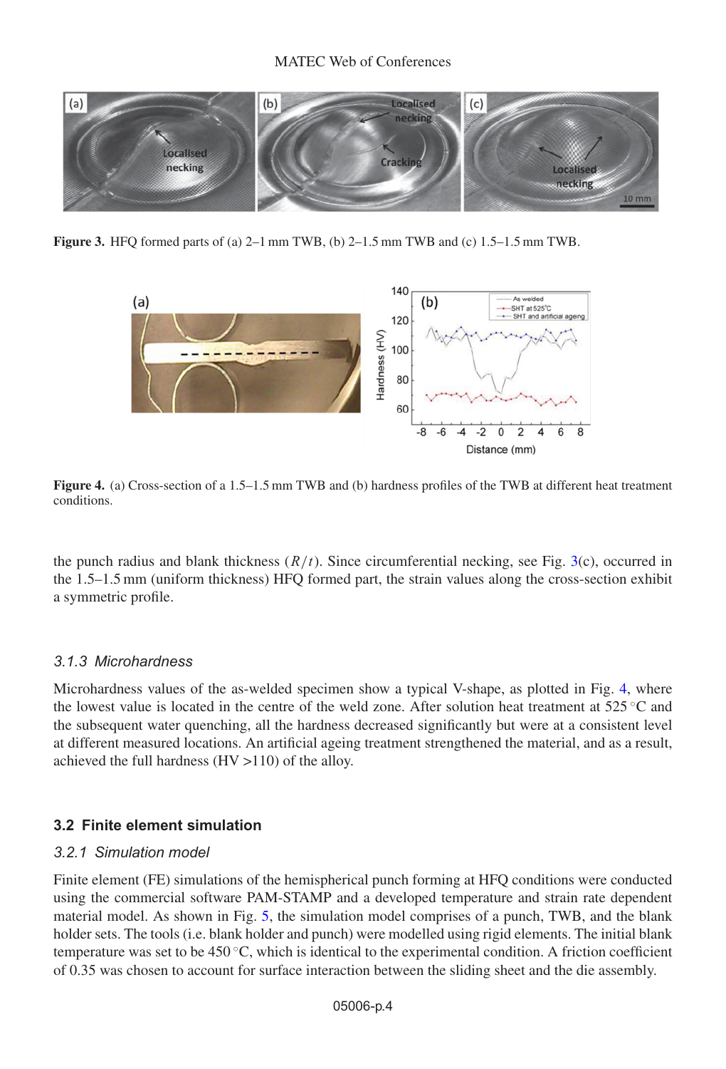(a) Localised necking

(b) Localised necking Cracking

(c) Localised necking 10 mm

**Figure 3.** HFQ formed parts of (a) 2–1 mm TWB, (b) 2–1.5 mm TWB and (c) 1.5–1.5 mm TWB.

(a)

(b)

As welded
SHT at 525°C
SHT and artificial ageing

Hardness (HV)
140
120
100
80
60

Distance (mm)
-8 -6 -4 -2 0 2 4 6 8

**Figure 4.** (a) Cross-section of a 1.5–1.5 mm TWB and (b) hardness profiles of the TWB at different heat treatment conditions.

the punch radius and blank thickness ($R/t$). Since circumferential necking, see Fig. 3(c), occurred in the 1.5–1.5 mm (uniform thickness) HFQ formed part, the strain values along the cross-section exhibit a symmetric profile.

### *3.1.3 Microhardness*

Microhardness values of the as-welded specimen show a typical V-shape, as plotted in Fig. 4, where the lowest value is located in the centre of the weld zone. After solution heat treatment at 525 °C and the subsequent water quenching, all the hardness decreased significantly but were at a consistent level at different measured locations. An artificial ageing treatment strengthened the material, and as a result, achieved the full hardness (HV >110) of the alloy.

## **3.2 Finite element simulation**

### *3.2.1 Simulation model*

Finite element (FE) simulations of the hemispherical punch forming at HFQ conditions were conducted using the commercial software PAM-STAMP and a developed temperature and strain rate dependent material model. As shown in Fig. 5, the simulation model comprises of a punch, TWB, and the blank holder sets. The tools (i.e. blank holder and punch) were modelled using rigid elements. The initial blank temperature was set to be 450 °C, which is identical to the experimental condition. A friction coefficient of 0.35 was chosen to account for surface interaction between the sliding sheet and the die assembly.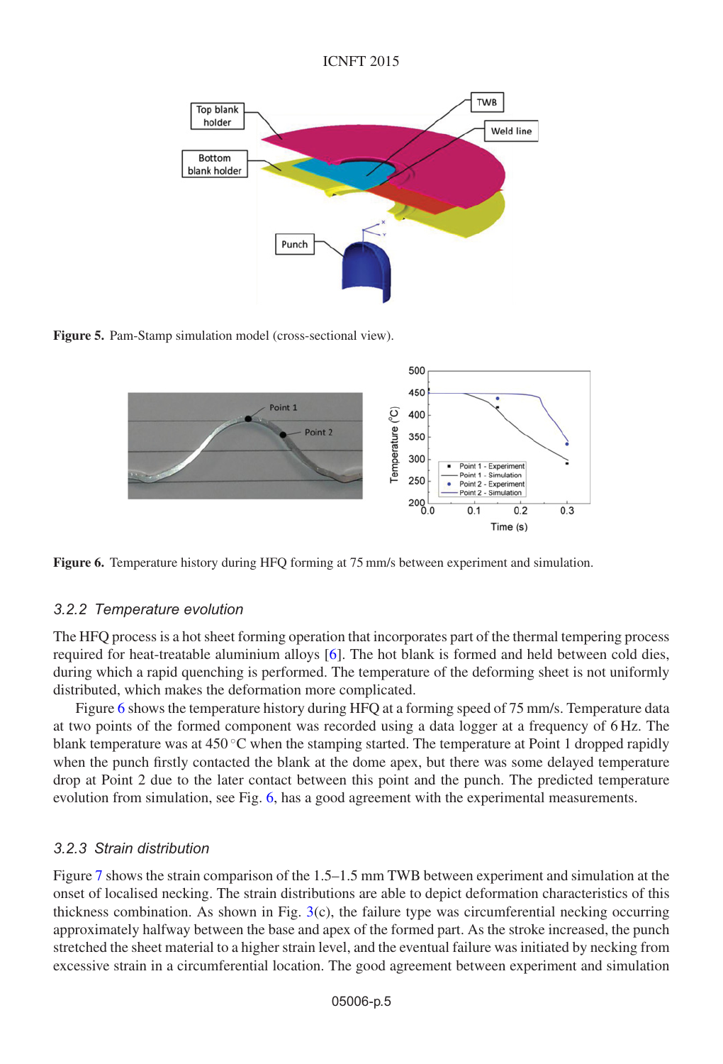Top blank holder

Bottom blank holder

TWB

Weld line

Punch

**Figure 5.** Pam-Stamp simulation model (cross-sectional view).

Point 1

Point 2

Temperature (°C)

500
450
400
350
300
250
200

0.0 0.1 0.2 0.3

Time (s)

Point 1 - Experiment
Point 1 - Simulation
Point 2 - Experiment
Point 2 - Simulation

**Figure 6.** Temperature history during HFQ forming at 75 mm/s between experiment and simulation.

### *3.2.2 Temperature evolution*

The HFQ process is a hot sheet forming operation that incorporates part of the thermal tempering process required for heat-treatable aluminium alloys [6]. The hot blank is formed and held between cold dies, during which a rapid quenching is performed. The temperature of the deforming sheet is not uniformly distributed, which makes the deformation more complicated.

Figure 6 shows the temperature history during HFQ at a forming speed of 75 mm/s. Temperature data at two points of the formed component was recorded using a data logger at a frequency of 6 Hz. The blank temperature was at 450 °C when the stamping started. The temperature at Point 1 dropped rapidly when the punch firstly contacted the blank at the dome apex, but there was some delayed temperature drop at Point 2 due to the later contact between this point and the punch. The predicted temperature evolution from simulation, see Fig. 6, has a good agreement with the experimental measurements.

### *3.2.3 Strain distribution*

Figure 7 shows the strain comparison of the 1.5–1.5 mm TWB between experiment and simulation at the onset of localised necking. The strain distributions are able to depict deformation characteristics of this thickness combination. As shown in Fig. 3(c), the failure type was circumferential necking occurring approximately halfway between the base and apex of the formed part. As the stroke increased, the punch stretched the sheet material to a higher strain level, and the eventual failure was initiated by necking from excessive strain in a circumferential location. The good agreement between experiment and simulation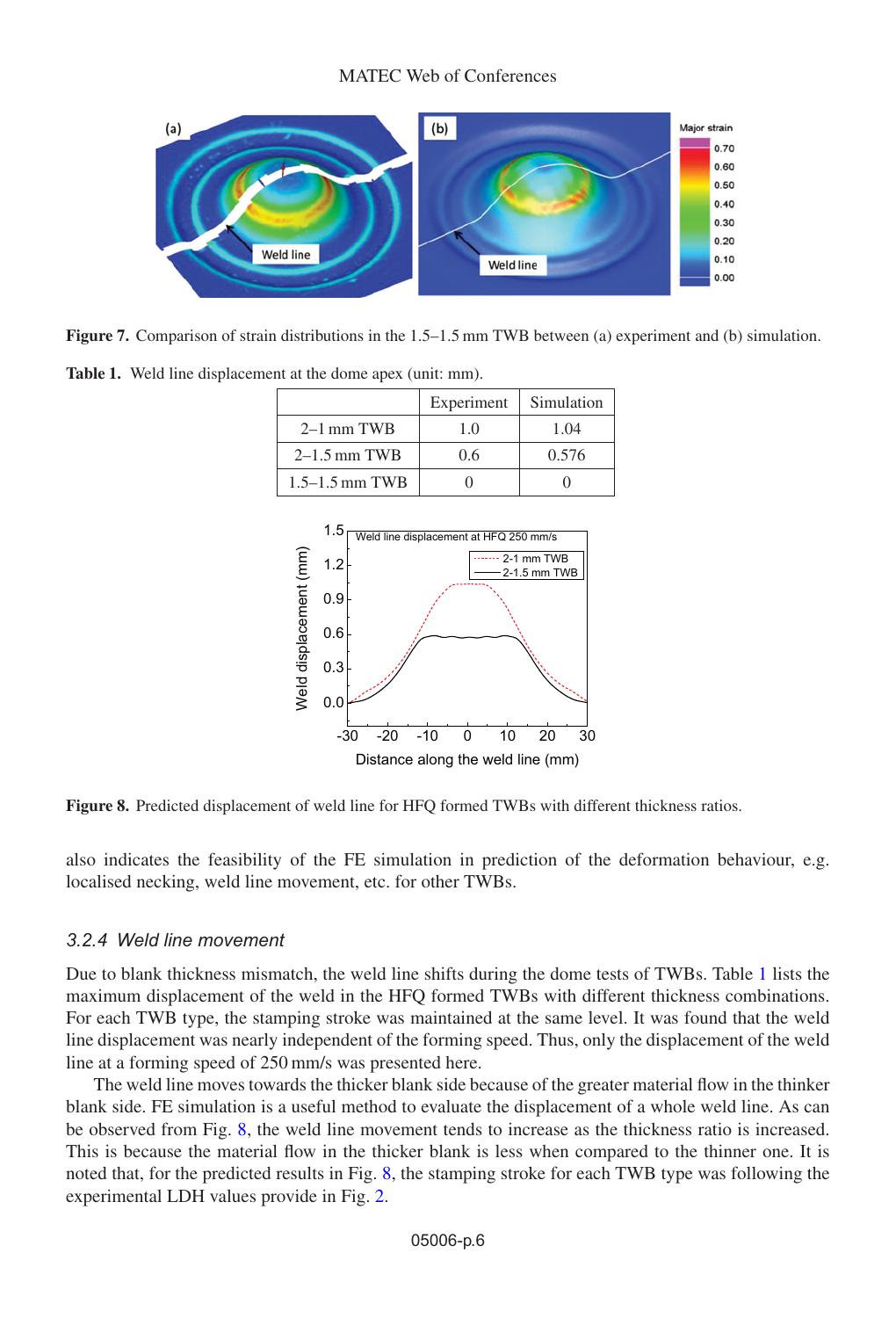(a)

Weld line

(b)

Weld line

Major strain

0.70

0.60

0.50

0.40

0.30

0.20

0.10

0.00

**Figure 7.** Comparison of strain distributions in the 1.5–1.5 mm TWB between (a) experiment and (b) simulation.

**Table 1.** Weld line displacement at the dome apex (unit: mm).

| | Experiment | Simulation |
|---|---|---|
| 2–1 mm TWB | 1.0 | 1.04 |
| 2–1.5 mm TWB | 0.6 | 0.576 |
| 1.5–1.5 mm TWB | 0 | 0 |

Weld line displacement at HFQ 250 mm/s

2-1 mm TWB

2-1.5 mm TWB

Weld displacement (mm)

1.5

1.2

0.9

0.6

0.3

0.0

-30 -20 -10 0 10 20 30

Distance along the weld line (mm)

**Figure 8.** Predicted displacement of weld line for HFQ formed TWBs with different thickness ratios.

also indicates the feasibility of the FE simulation in prediction of the deformation behaviour, e.g. localised necking, weld line movement, etc. for other TWBs.

### *3.2.4 Weld line movement*

Due to blank thickness mismatch, the weld line shifts during the dome tests of TWBs. Table 1 lists the maximum displacement of the weld in the HFQ formed TWBs with different thickness combinations. For each TWB type, the stamping stroke was maintained at the same level. It was found that the weld line displacement was nearly independent of the forming speed. Thus, only the displacement of the weld line at a forming speed of 250 mm/s was presented here.

The weld line moves towards the thicker blank side because of the greater material flow in the thinker blank side. FE simulation is a useful method to evaluate the displacement of a whole weld line. As can be observed from Fig. 8, the weld line movement tends to increase as the thickness ratio is increased. This is because the material flow in the thicker blank is less when compared to the thinner one. It is noted that, for the predicted results in Fig. 8, the stamping stroke for each TWB type was following the experimental LDH values provide in Fig. 2.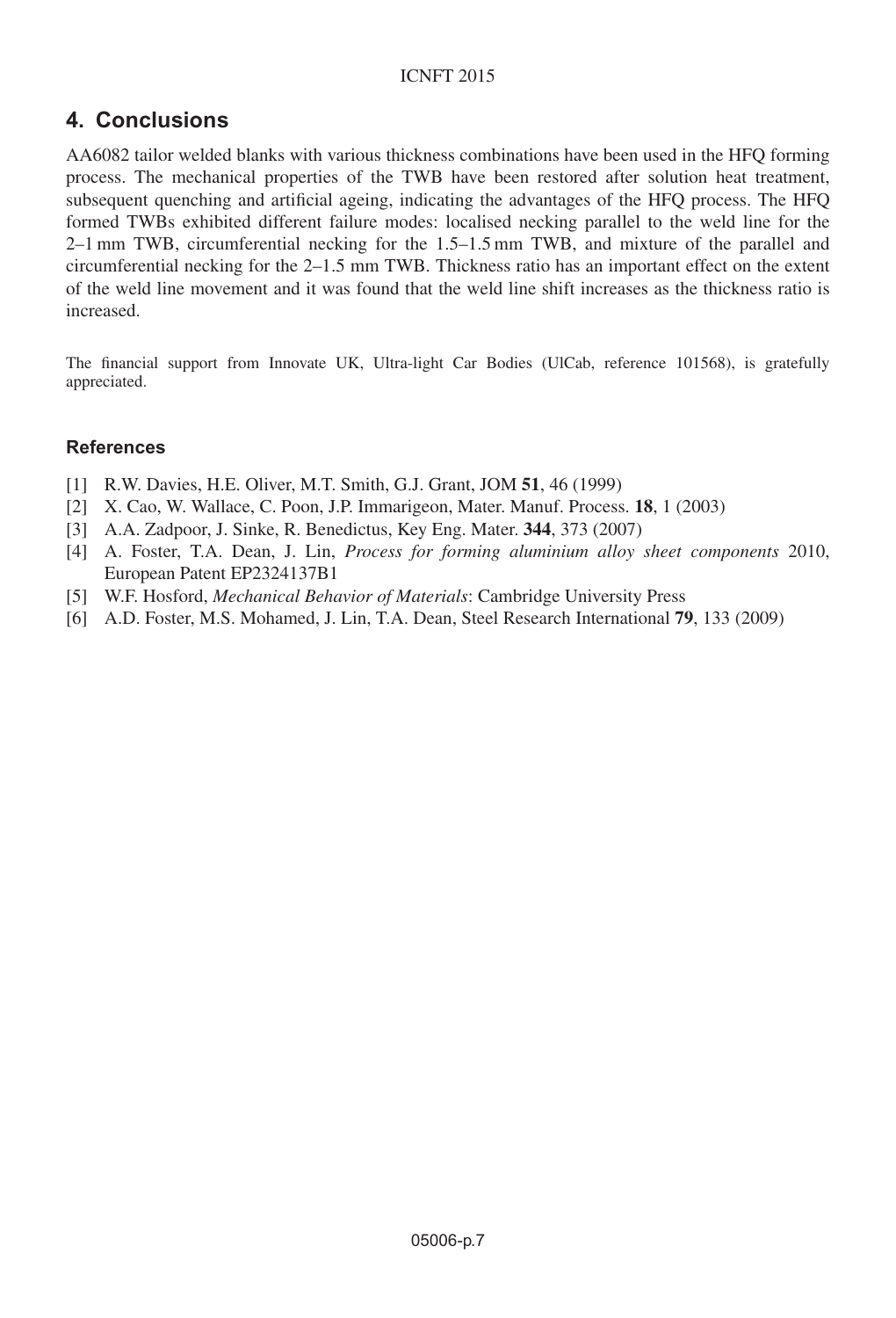## 4. Conclusions

AA6082 tailor welded blanks with various thickness combinations have been used in the HFQ forming process. The mechanical properties of the TWB have been restored after solution heat treatment, subsequent quenching and artificial ageing, indicating the advantages of the HFQ process. The HFQ formed TWBs exhibited different failure modes: localised necking parallel to the weld line for the 2–1 mm TWB, circumferential necking for the 1.5–1.5 mm TWB, and mixture of the parallel and circumferential necking for the 2–1.5 mm TWB. Thickness ratio has an important effect on the extent of the weld line movement and it was found that the weld line shift increases as the thickness ratio is increased.

The financial support from Innovate UK, Ultra-light Car Bodies (UlCab, reference 101568), is gratefully appreciated.

### References

[1] R.W. Davies, H.E. Oliver, M.T. Smith, G.J. Grant, JOM **51**, 46 (1999)
[2] X. Cao, W. Wallace, C. Poon, J.P. Immarigeon, Mater. Manuf. Process. **18**, 1 (2003)
[3] A.A. Zadpoor, J. Sinke, R. Benedictus, Key Eng. Mater. **344**, 373 (2007)
[4] A. Foster, T.A. Dean, J. Lin, *Process for forming aluminium alloy sheet components* 2010, European Patent EP2324137B1
[5] W.F. Hosford, *Mechanical Behavior of Materials*: Cambridge University Press
[6] A.D. Foster, M.S. Mohamed, J. Lin, T.A. Dean, Steel Research International **79**, 133 (2009)